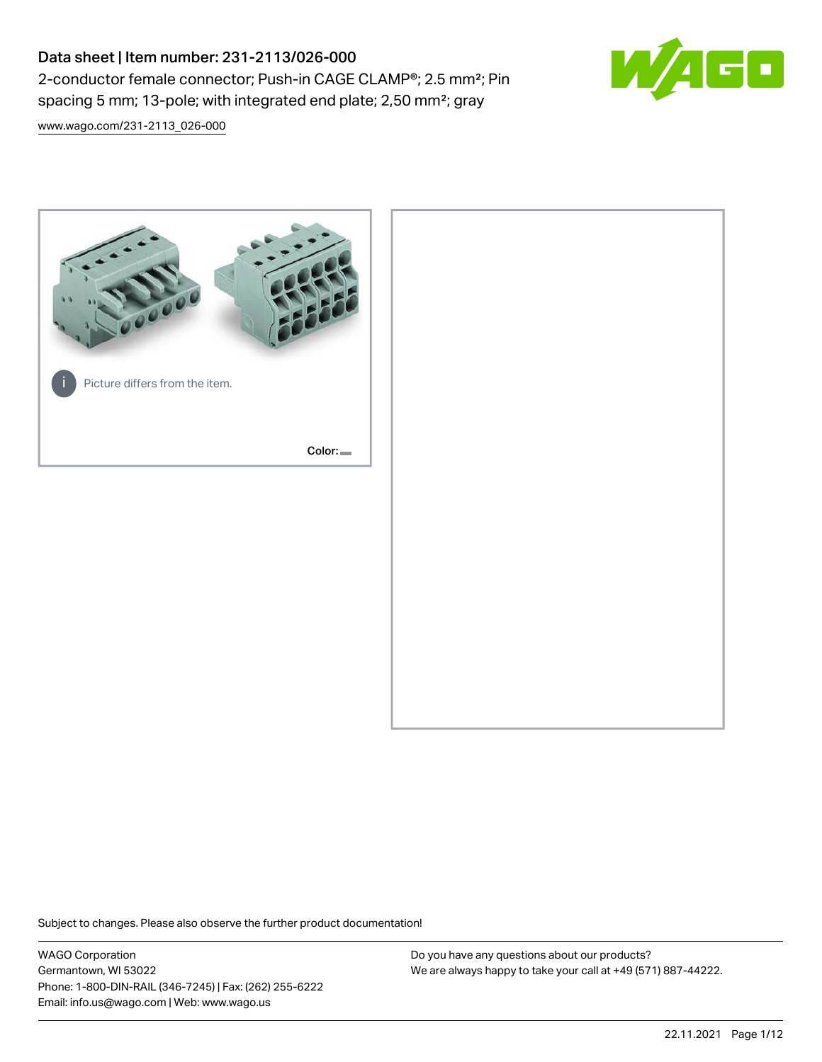# Data sheet | Item number: 231-2113/026-000

2-conductor female connector; Push-in CAGE CLAMP®; 2.5 mm²; Pin spacing 5 mm; 13-pole; with integrated end plate; 2,50 mm²; gray

www.wago.com/231-2113_026-000

Picture differs from the item.

Color:

Subject to changes. Please also observe the further product documentation!

WAGO Corporation
Germantown, WI 53022
Phone: 1-800-DIN-RAIL (346-7245) | Fax: (262) 255-6222
Email: info.us@wago.com | Web: www.wago.us

Do you have any questions about our products?
We are always happy to take your call at +49 (571) 887-44222.

22.11.2021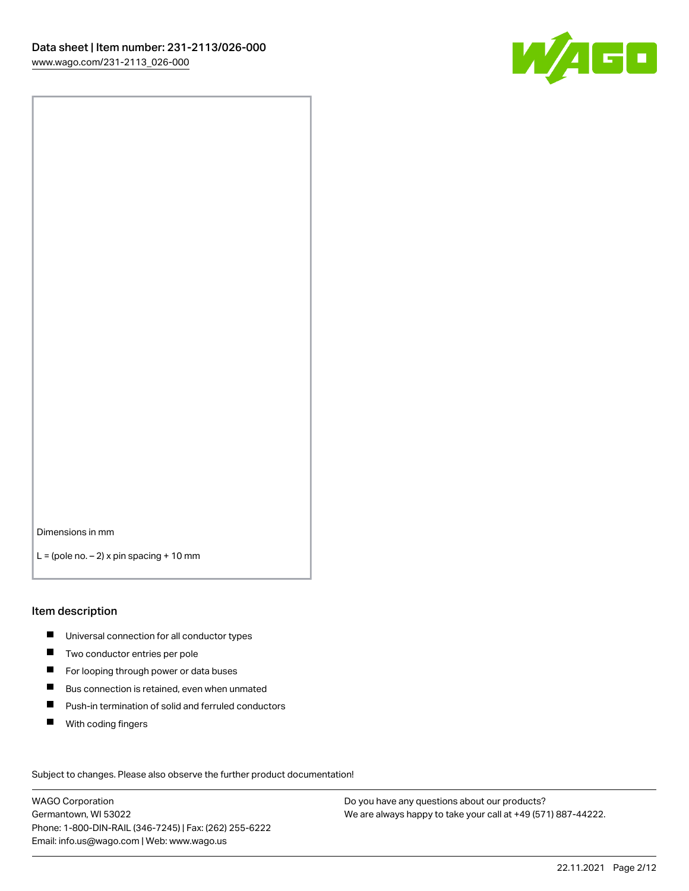Dimensions in mm

L = (pole no. – 2) x pin spacing + 10 mm

## Item description

- Universal connection for all conductor types
- Two conductor entries per pole
- For looping through power or data buses
- Bus connection is retained, even when unmated
- Push-in termination of solid and ferruled conductors
- With coding fingers

Subject to changes. Please also observe the further product documentation!

WAGO Corporation
Germantown, WI 53022
Phone: 1-800-DIN-RAIL (346-7245) | Fax: (262) 255-6222
Email: info.us@wago.com | Web: www.wago.us

Do you have any questions about our products?
We are always happy to take your call at +49 (571) 887-44222.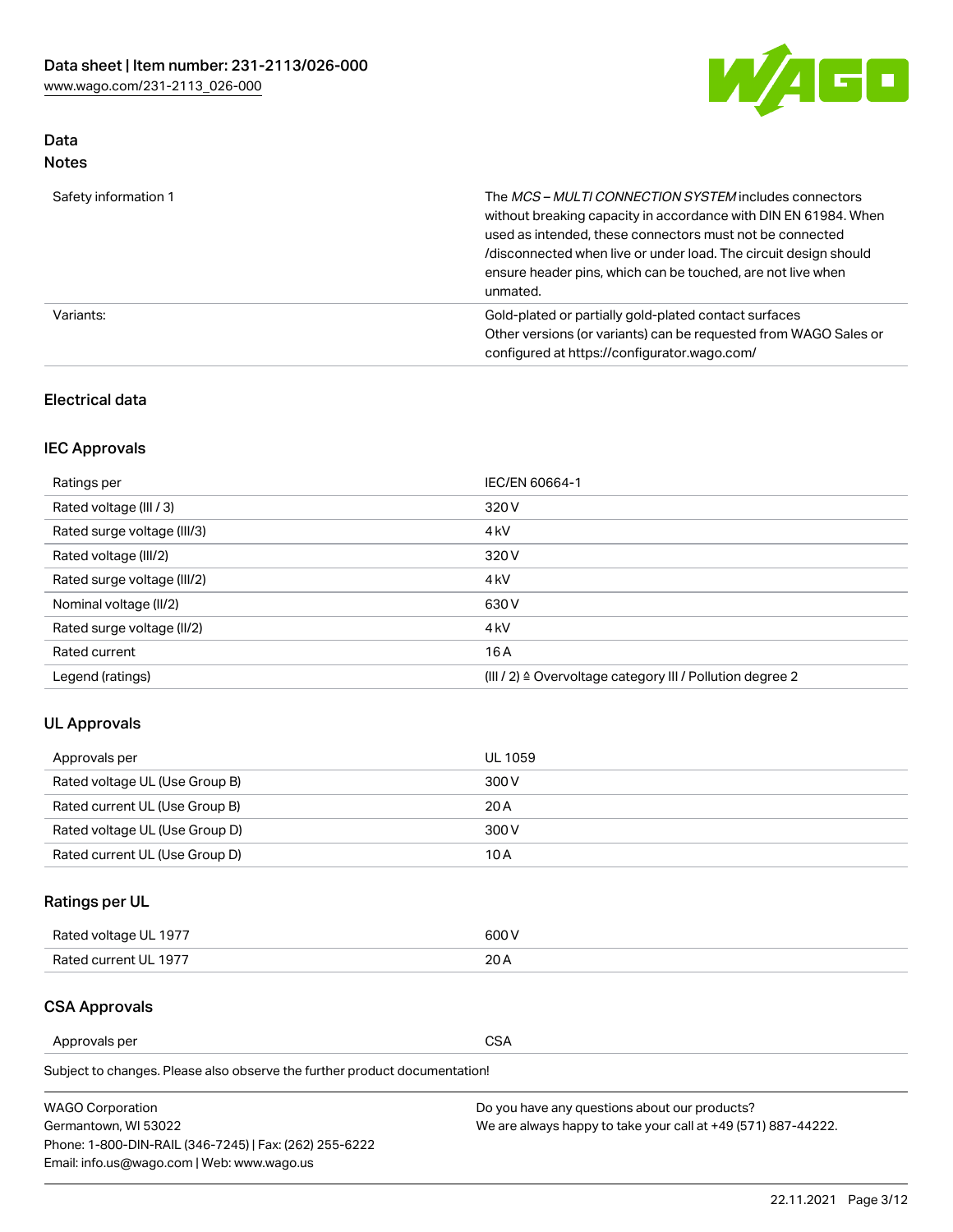## Data
### Notes

| | |
|---|---|
| Safety information 1 | The *MCS – MULTI CONNECTION SYSTEM* includes connectors without breaking capacity in accordance with DIN EN 61984. When used as intended, these connectors must not be connected /disconnected when live or under load. The circuit design should ensure header pins, which can be touched, are not live when unmated. |
| Variants: | Gold-plated or partially gold-plated contact surfaces<br>Other versions (or variants) can be requested from WAGO Sales or configured at https://configurator.wago.com/ |

### Electrical data

#### IEC Approvals

| | |
|---|---|
| Ratings per | IEC/EN 60664-1 |
| Rated voltage (III / 3) | 320 V |
| Rated surge voltage (III/3) | 4 kV |
| Rated voltage (III/2) | 320 V |
| Rated surge voltage (III/2) | 4 kV |
| Nominal voltage (II/2) | 630 V |
| Rated surge voltage (II/2) | 4 kV |
| Rated current | 16 A |
| Legend (ratings) | (III / 2) ≙ Overvoltage category III / Pollution degree 2 |

#### UL Approvals

| | |
|---|---|
| Approvals per | UL 1059 |
| Rated voltage UL (Use Group B) | 300 V |
| Rated current UL (Use Group B) | 20 A |
| Rated voltage UL (Use Group D) | 300 V |
| Rated current UL (Use Group D) | 10 A |

#### Ratings per UL

| | |
|---|---|
| Rated voltage UL 1977 | 600 V |
| Rated current UL 1977 | 20 A |

#### CSA Approvals

| | |
|---|---|
| Approvals per | CSA |

Subject to changes. Please also observe the further product documentation!

WAGO Corporation
Germantown, WI 53022
Phone: 1-800-DIN-RAIL (346-7245) | Fax: (262) 255-6222
Email: info.us@wago.com | Web: www.wago.us

Do you have any questions about our products?
We are always happy to take your call at +49 (571) 887-44222.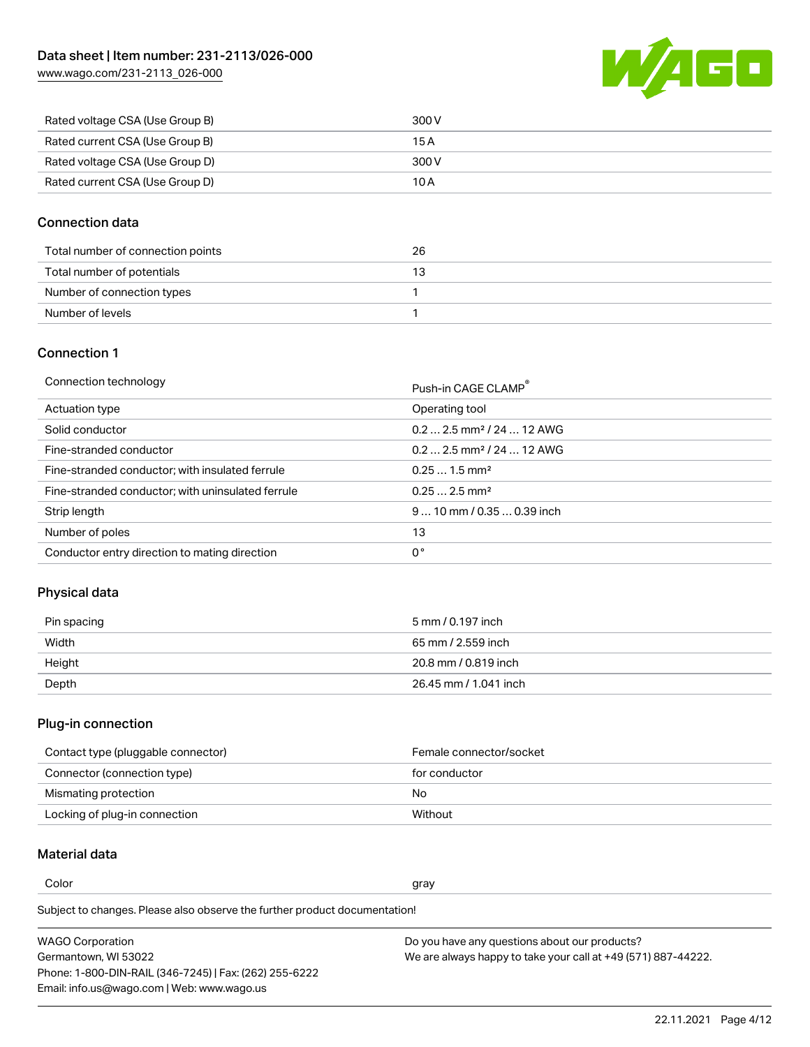| | |
|---|---|
| Rated voltage CSA (Use Group B) | 300 V |
| Rated current CSA (Use Group B) | 15 A |
| Rated voltage CSA (Use Group D) | 300 V |
| Rated current CSA (Use Group D) | 10 A |

## Connection data

| | |
|---|---|
| Total number of connection points | 26 |
| Total number of potentials | 13 |
| Number of connection types | 1 |
| Number of levels | 1 |

## Connection 1

| | |
|---|---|
| Connection technology | Push-in CAGE CLAMP® |
| Actuation type | Operating tool |
| Solid conductor | 0.2 … 2.5 mm² / 24 … 12 AWG |
| Fine-stranded conductor | 0.2 … 2.5 mm² / 24 … 12 AWG |
| Fine-stranded conductor; with insulated ferrule | 0.25 … 1.5 mm² |
| Fine-stranded conductor; with uninsulated ferrule | 0.25 … 2.5 mm² |
| Strip length | 9 … 10 mm / 0.35 … 0.39 inch |
| Number of poles | 13 |
| Conductor entry direction to mating direction | 0 ° |

## Physical data

| | |
|---|---|
| Pin spacing | 5 mm / 0.197 inch |
| Width | 65 mm / 2.559 inch |
| Height | 20.8 mm / 0.819 inch |
| Depth | 26.45 mm / 1.041 inch |

## Plug-in connection

| | |
|---|---|
| Contact type (pluggable connector) | Female connector/socket |
| Connector (connection type) | for conductor |
| Mismating protection | No |
| Locking of plug-in connection | Without |

## Material data

| | |
|---|---|
| Color | gray |

Subject to changes. Please also observe the further product documentation!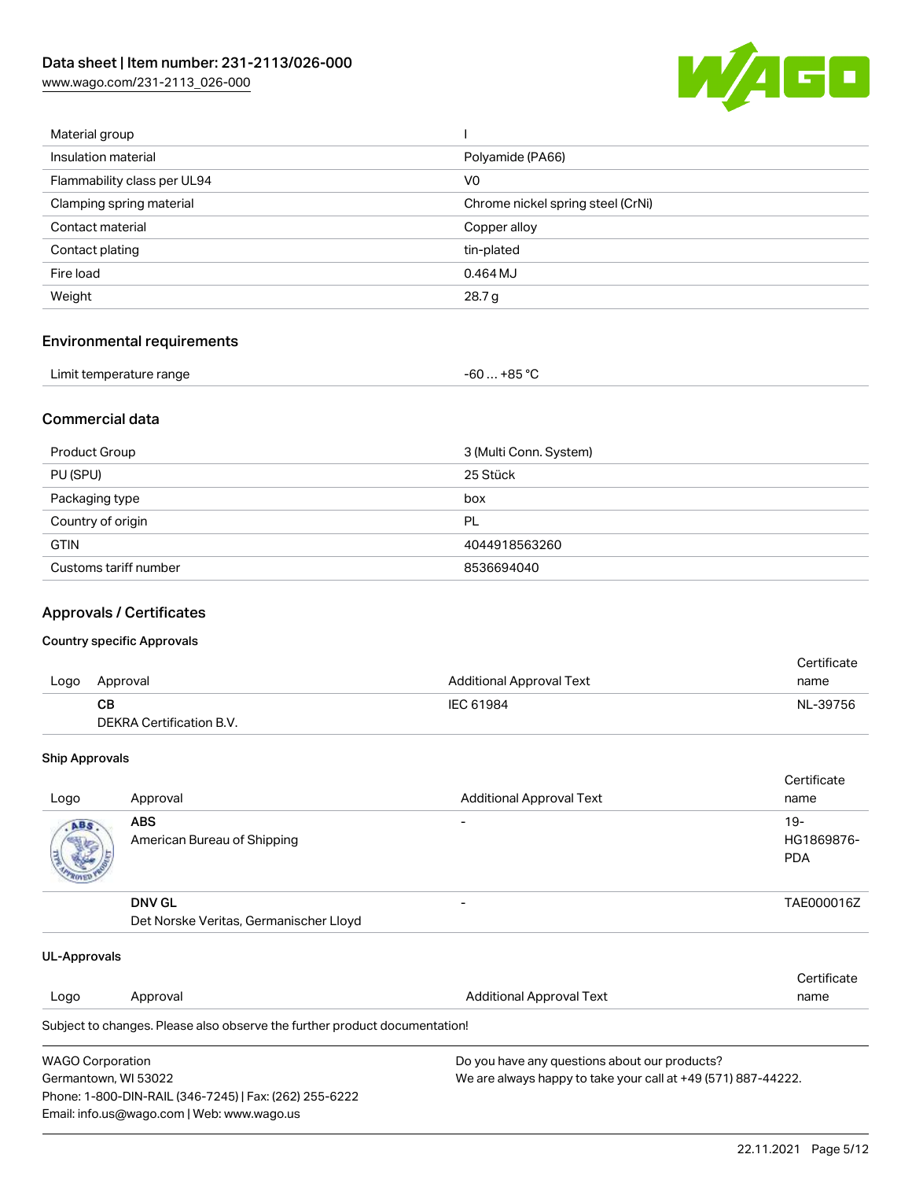| | |
|---|---|
| Material group | I |
| Insulation material | Polyamide (PA66) |
| Flammability class per UL94 | V0 |
| Clamping spring material | Chrome nickel spring steel (CrNi) |
| Contact material | Copper alloy |
| Contact plating | tin-plated |
| Fire load | 0.464 MJ |
| Weight | 28.7 g |

## Environmental requirements

| | |
|---|---|
| Limit temperature range | -60 … +85 °C |

## Commercial data

| | |
|---|---|
| Product Group | 3 (Multi Conn. System) |
| PU (SPU) | 25 Stück |
| Packaging type | box |
| Country of origin | PL |
| GTIN | 4044918563260 |
| Customs tariff number | 8536694040 |

## Approvals / Certificates

### Country specific Approvals

| Logo | Approval | Additional Approval Text | Certificate name |
|---|---|---|---|
| | **CB** DEKRA Certification B.V. | IEC 61984 | NL-39756 |

### Ship Approvals

| Logo | Approval | Additional Approval Text | Certificate name |
|---|---|---|---|
| | **ABS** American Bureau of Shipping | - | 19-HG1869876-PDA |
| | **DNV GL** Det Norske Veritas, Germanischer Lloyd | - | TAE000016Z |

### UL-Approvals

| Logo | Approval | Additional Approval Text | Certificate name |
|---|---|---|---|

Subject to changes. Please also observe the further product documentation!

WAGO Corporation
Germantown, WI 53022
Phone: 1-800-DIN-RAIL (346-7245) | Fax: (262) 255-6222
Email: info.us@wago.com | Web: www.wago.us

Do you have any questions about our products?
We are always happy to take your call at +49 (571) 887-44222.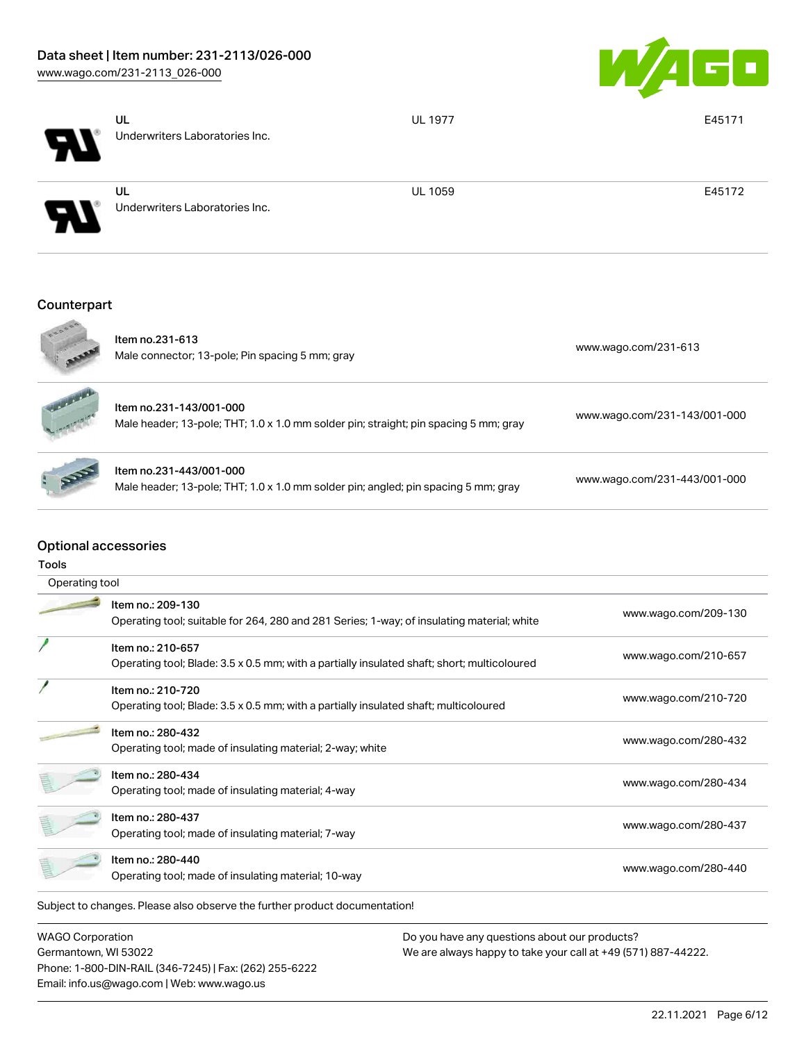| | | |
|---|---|---|
| UL<br>Underwriters Laboratories Inc. | UL 1977 | E45171 |
| UL<br>Underwriters Laboratories Inc. | UL 1059 | E45172 |

## Counterpart

| | |
|---|---|
| Item no.231-613<br>Male connector; 13-pole; Pin spacing 5 mm; gray | www.wago.com/231-613 |
| Item no.231-143/001-000<br>Male header; 13-pole; THT; 1.0 x 1.0 mm solder pin; straight; pin spacing 5 mm; gray | www.wago.com/231-143/001-000 |
| Item no.231-443/001-000<br>Male header; 13-pole; THT; 1.0 x 1.0 mm solder pin; angled; pin spacing 5 mm; gray | www.wago.com/231-443/001-000 |

## Optional accessories

### Tools

| Operating tool | |
|---|---|
| Item no.: 209-130<br>Operating tool; suitable for 264, 280 and 281 Series; 1-way; of insulating material; white | www.wago.com/209-130 |
| Item no.: 210-657<br>Operating tool; Blade: 3.5 x 0.5 mm; with a partially insulated shaft; short; multicoloured | www.wago.com/210-657 |
| Item no.: 210-720<br>Operating tool; Blade: 3.5 x 0.5 mm; with a partially insulated shaft; multicoloured | www.wago.com/210-720 |
| Item no.: 280-432<br>Operating tool; made of insulating material; 2-way; white | www.wago.com/280-432 |
| Item no.: 280-434<br>Operating tool; made of insulating material; 4-way | www.wago.com/280-434 |
| Item no.: 280-437<br>Operating tool; made of insulating material; 7-way | www.wago.com/280-437 |
| Item no.: 280-440<br>Operating tool; made of insulating material; 10-way | www.wago.com/280-440 |

Subject to changes. Please also observe the further product documentation!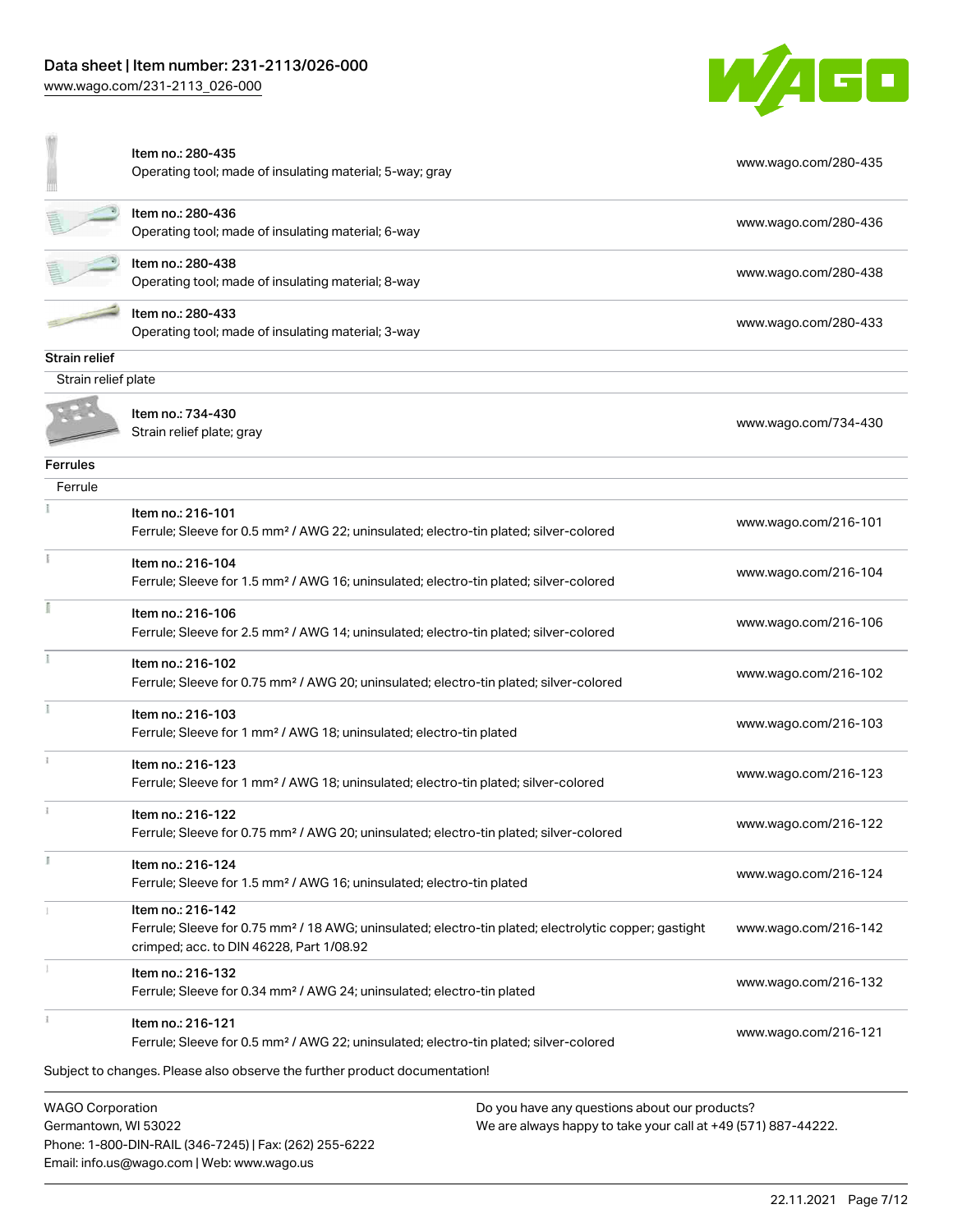| | |
|---|---|
| Item no.: 280-435<br>Operating tool; made of insulating material; 5-way; gray | www.wago.com/280-435 |
| Item no.: 280-436<br>Operating tool; made of insulating material; 6-way | www.wago.com/280-436 |
| Item no.: 280-438<br>Operating tool; made of insulating material; 8-way | www.wago.com/280-438 |
| Item no.: 280-433<br>Operating tool; made of insulating material; 3-way | www.wago.com/280-433 |

**Strain relief**

Strain relief plate

| | |
|---|---|
| Item no.: 734-430<br>Strain relief plate; gray | www.wago.com/734-430 |

**Ferrules**

Ferrule

| | |
|---|---|
| Item no.: 216-101<br>Ferrule; Sleeve for 0.5 mm² / AWG 22; uninsulated; electro-tin plated; silver-colored | www.wago.com/216-101 |
| Item no.: 216-104<br>Ferrule; Sleeve for 1.5 mm² / AWG 16; uninsulated; electro-tin plated; silver-colored | www.wago.com/216-104 |
| Item no.: 216-106<br>Ferrule; Sleeve for 2.5 mm² / AWG 14; uninsulated; electro-tin plated; silver-colored | www.wago.com/216-106 |
| Item no.: 216-102<br>Ferrule; Sleeve for 0.75 mm² / AWG 20; uninsulated; electro-tin plated; silver-colored | www.wago.com/216-102 |
| Item no.: 216-103<br>Ferrule; Sleeve for 1 mm² / AWG 18; uninsulated; electro-tin plated | www.wago.com/216-103 |
| Item no.: 216-123<br>Ferrule; Sleeve for 1 mm² / AWG 18; uninsulated; electro-tin plated; silver-colored | www.wago.com/216-123 |
| Item no.: 216-122<br>Ferrule; Sleeve for 0.75 mm² / AWG 20; uninsulated; electro-tin plated; silver-colored | www.wago.com/216-122 |
| Item no.: 216-124<br>Ferrule; Sleeve for 1.5 mm² / AWG 16; uninsulated; electro-tin plated | www.wago.com/216-124 |
| Item no.: 216-142<br>Ferrule; Sleeve for 0.75 mm² / 18 AWG; uninsulated; electro-tin plated; electrolytic copper; gastight crimped; acc. to DIN 46228, Part 1/08.92 | www.wago.com/216-142 |
| Item no.: 216-132<br>Ferrule; Sleeve for 0.34 mm² / AWG 24; uninsulated; electro-tin plated | www.wago.com/216-132 |
| Item no.: 216-121<br>Ferrule; Sleeve for 0.5 mm² / AWG 22; uninsulated; electro-tin plated; silver-colored | www.wago.com/216-121 |

Subject to changes. Please also observe the further product documentation!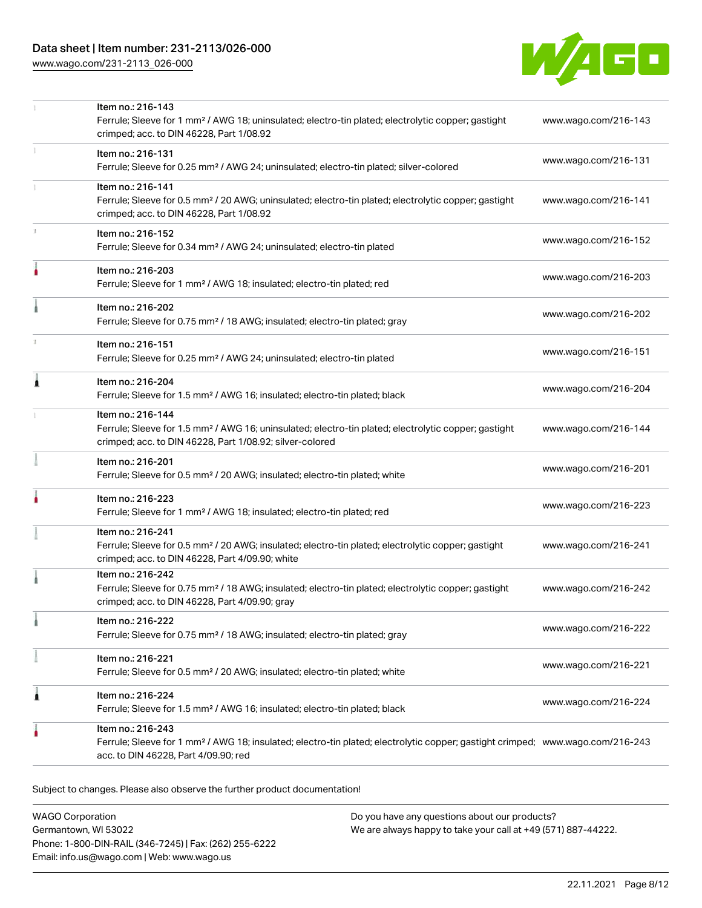| | | |
|---|---|---|
| | Item no.: 216-143<br>Ferrule; Sleeve for 1 mm² / AWG 18; uninsulated; electro-tin plated; electrolytic copper; gastight crimped; acc. to DIN 46228, Part 1/08.92 | www.wago.com/216-143 |
| | Item no.: 216-131<br>Ferrule; Sleeve for 0.25 mm² / AWG 24; uninsulated; electro-tin plated; silver-colored | www.wago.com/216-131 |
| | Item no.: 216-141<br>Ferrule; Sleeve for 0.5 mm² / 20 AWG; uninsulated; electro-tin plated; electrolytic copper; gastight crimped; acc. to DIN 46228, Part 1/08.92 | www.wago.com/216-141 |
| | Item no.: 216-152<br>Ferrule; Sleeve for 0.34 mm² / AWG 24; uninsulated; electro-tin plated | www.wago.com/216-152 |
| | Item no.: 216-203<br>Ferrule; Sleeve for 1 mm² / AWG 18; insulated; electro-tin plated; red | www.wago.com/216-203 |
| | Item no.: 216-202<br>Ferrule; Sleeve for 0.75 mm² / 18 AWG; insulated; electro-tin plated; gray | www.wago.com/216-202 |
| | Item no.: 216-151<br>Ferrule; Sleeve for 0.25 mm² / AWG 24; uninsulated; electro-tin plated | www.wago.com/216-151 |
| | Item no.: 216-204<br>Ferrule; Sleeve for 1.5 mm² / AWG 16; insulated; electro-tin plated; black | www.wago.com/216-204 |
| | Item no.: 216-144<br>Ferrule; Sleeve for 1.5 mm² / AWG 16; uninsulated; electro-tin plated; electrolytic copper; gastight crimped; acc. to DIN 46228, Part 1/08.92; silver-colored | www.wago.com/216-144 |
| | Item no.: 216-201<br>Ferrule; Sleeve for 0.5 mm² / 20 AWG; insulated; electro-tin plated; white | www.wago.com/216-201 |
| | Item no.: 216-223<br>Ferrule; Sleeve for 1 mm² / AWG 18; insulated; electro-tin plated; red | www.wago.com/216-223 |
| | Item no.: 216-241<br>Ferrule; Sleeve for 0.5 mm² / 20 AWG; insulated; electro-tin plated; electrolytic copper; gastight crimped; acc. to DIN 46228, Part 4/09.90; white | www.wago.com/216-241 |
| | Item no.: 216-242<br>Ferrule; Sleeve for 0.75 mm² / 18 AWG; insulated; electro-tin plated; electrolytic copper; gastight crimped; acc. to DIN 46228, Part 4/09.90; gray | www.wago.com/216-242 |
| | Item no.: 216-222<br>Ferrule; Sleeve for 0.75 mm² / 18 AWG; insulated; electro-tin plated; gray | www.wago.com/216-222 |
| | Item no.: 216-221<br>Ferrule; Sleeve for 0.5 mm² / 20 AWG; insulated; electro-tin plated; white | www.wago.com/216-221 |
| | Item no.: 216-224<br>Ferrule; Sleeve for 1.5 mm² / AWG 16; insulated; electro-tin plated; black | www.wago.com/216-224 |
| | Item no.: 216-243<br>Ferrule; Sleeve for 1 mm² / AWG 18; insulated; electro-tin plated; electrolytic copper; gastight crimped; acc. to DIN 46228, Part 4/09.90; red | www.wago.com/216-243 |

Subject to changes. Please also observe the further product documentation!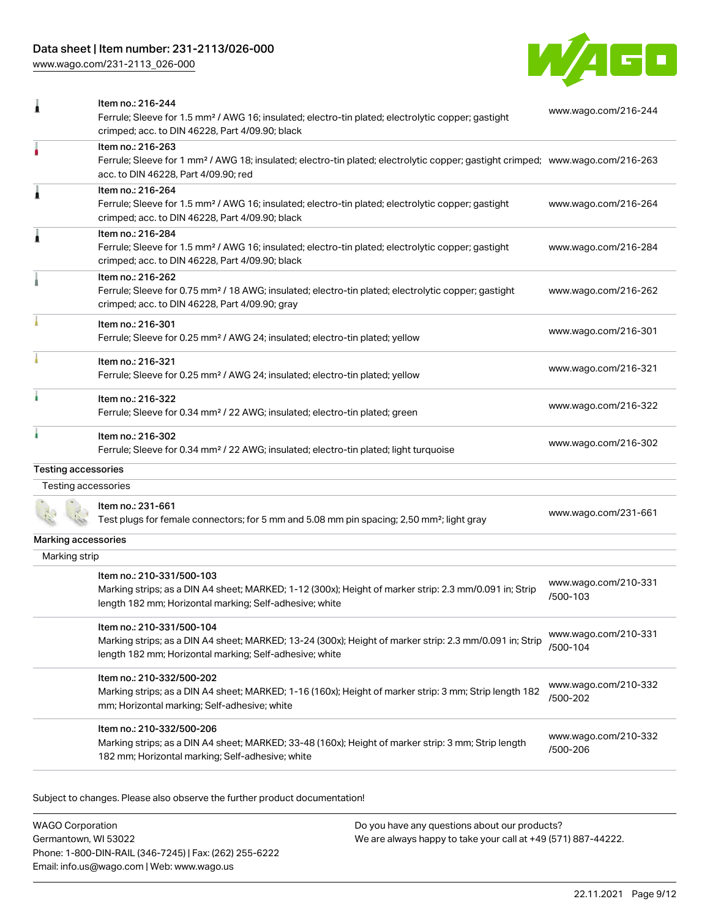| | | |
|---|---|---|
| | Item no.: 216-244<br>Ferrule; Sleeve for 1.5 mm² / AWG 16; insulated; electro-tin plated; electrolytic copper; gastight crimped; acc. to DIN 46228, Part 4/09.90; black | www.wago.com/216-244 |
| | Item no.: 216-263<br>Ferrule; Sleeve for 1 mm² / AWG 18; insulated; electro-tin plated; electrolytic copper; gastight crimped; acc. to DIN 46228, Part 4/09.90; red | www.wago.com/216-263 |
| | Item no.: 216-264<br>Ferrule; Sleeve for 1.5 mm² / AWG 16; insulated; electro-tin plated; electrolytic copper; gastight crimped; acc. to DIN 46228, Part 4/09.90; black | www.wago.com/216-264 |
| | Item no.: 216-284<br>Ferrule; Sleeve for 1.5 mm² / AWG 16; insulated; electro-tin plated; electrolytic copper; gastight crimped; acc. to DIN 46228, Part 4/09.90; black | www.wago.com/216-284 |
| | Item no.: 216-262<br>Ferrule; Sleeve for 0.75 mm² / 18 AWG; insulated; electro-tin plated; electrolytic copper; gastight crimped; acc. to DIN 46228, Part 4/09.90; gray | www.wago.com/216-262 |
| | Item no.: 216-301<br>Ferrule; Sleeve for 0.25 mm² / AWG 24; insulated; electro-tin plated; yellow | www.wago.com/216-301 |
| | Item no.: 216-321<br>Ferrule; Sleeve for 0.25 mm² / AWG 24; insulated; electro-tin plated; yellow | www.wago.com/216-321 |
| | Item no.: 216-322<br>Ferrule; Sleeve for 0.34 mm² / 22 AWG; insulated; electro-tin plated; green | www.wago.com/216-322 |
| | Item no.: 216-302<br>Ferrule; Sleeve for 0.34 mm² / 22 AWG; insulated; electro-tin plated; light turquoise | www.wago.com/216-302 |
| **Testing accessories** | | |
| Testing accessories | | |
| | Item no.: 231-661<br>Test plugs for female connectors; for 5 mm and 5.08 mm pin spacing; 2,50 mm²; light gray | www.wago.com/231-661 |
| **Marking accessories** | | |
| Marking strip | | |
| | Item no.: 210-331/500-103<br>Marking strips; as a DIN A4 sheet; MARKED; 1-12 (300x); Height of marker strip: 2.3 mm/0.091 in; Strip length 182 mm; Horizontal marking; Self-adhesive; white | www.wago.com/210-331/500-103 |
| | Item no.: 210-331/500-104<br>Marking strips; as a DIN A4 sheet; MARKED; 13-24 (300x); Height of marker strip: 2.3 mm/0.091 in; Strip length 182 mm; Horizontal marking; Self-adhesive; white | www.wago.com/210-331/500-104 |
| | Item no.: 210-332/500-202<br>Marking strips; as a DIN A4 sheet; MARKED; 1-16 (160x); Height of marker strip: 3 mm; Strip length 182 mm; Horizontal marking; Self-adhesive; white | www.wago.com/210-332/500-202 |
| | Item no.: 210-332/500-206<br>Marking strips; as a DIN A4 sheet; MARKED; 33-48 (160x); Height of marker strip: 3 mm; Strip length 182 mm; Horizontal marking; Self-adhesive; white | www.wago.com/210-332/500-206 |

Subject to changes. Please also observe the further product documentation!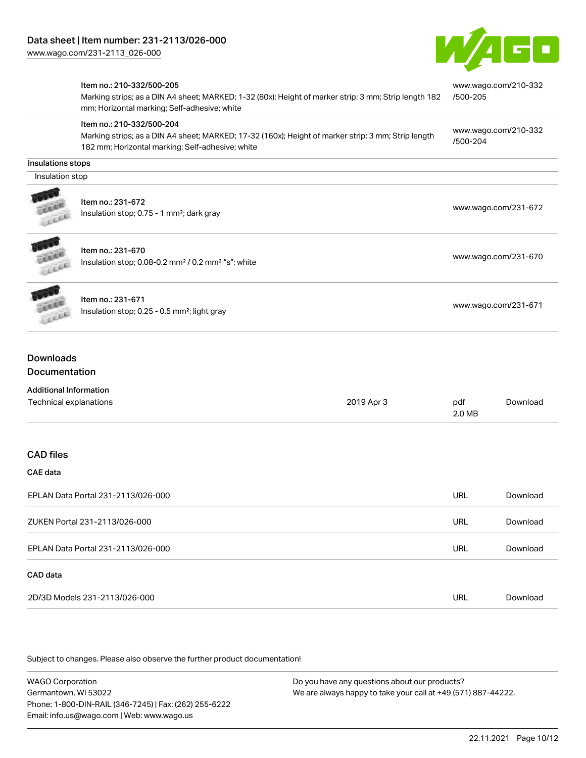| | | |
|---|---|---|
| | Item no.: 210-332/500-205<br>Marking strips; as a DIN A4 sheet; MARKED; 1-32 (80x); Height of marker strip: 3 mm; Strip length 182 mm; Horizontal marking; Self-adhesive; white | www.wago.com/210-332/500-205 |
| | Item no.: 210-332/500-204<br>Marking strips; as a DIN A4 sheet; MARKED; 17-32 (160x); Height of marker strip: 3 mm; Strip length 182 mm; Horizontal marking; Self-adhesive; white | www.wago.com/210-332/500-204 |

### Insulations stops

Insulation stop

| | | |
|---|---|---|
| | Item no.: 231-672<br>Insulation stop; 0.75 - 1 mm²; dark gray | www.wago.com/231-672 |
| | Item no.: 231-670<br>Insulation stop; 0.08-0.2 mm² / 0.2 mm² "s"; white | www.wago.com/231-670 |
| | Item no.: 231-671<br>Insulation stop; 0.25 - 0.5 mm²; light gray | www.wago.com/231-671 |

## Downloads

## Documentation

**Additional Information**

| | | | |
|---|---|---|---|
| Technical explanations | 2019 Apr 3 | pdf 2.0 MB | Download |

## CAD files

**CAE data**

| | | |
|---|---|---|
| EPLAN Data Portal 231-2113/026-000 | URL | Download |
| ZUKEN Portal 231-2113/026-000 | URL | Download |
| EPLAN Data Portal 231-2113/026-000 | URL | Download |

**CAD data**

| | | |
|---|---|---|
| 2D/3D Models 231-2113/026-000 | URL | Download |

Subject to changes. Please also observe the further product documentation!

WAGO Corporation
Germantown, WI 53022
Phone: 1-800-DIN-RAIL (346-7245) | Fax: (262) 255-6222
Email: info.us@wago.com | Web: www.wago.us

Do you have any questions about our products?
We are always happy to take your call at +49 (571) 887-44222.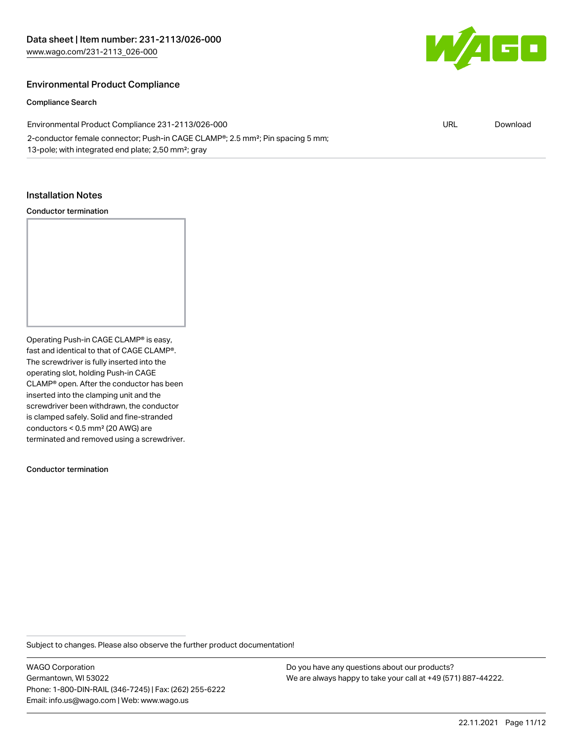## Environmental Product Compliance

### Compliance Search

| | | |
|---|---|---|
| Environmental Product Compliance 231-2113/026-000<br>2-conductor female connector; Push-in CAGE CLAMP®; 2.5 mm²; Pin spacing 5 mm; 13-pole; with integrated end plate; 2,50 mm²; gray | URL | Download |

## Installation Notes

### Conductor termination

Operating Push-in CAGE CLAMP® is easy, fast and identical to that of CAGE CLAMP®. The screwdriver is fully inserted into the operating slot, holding Push-in CAGE CLAMP® open. After the conductor has been inserted into the clamping unit and the screwdriver been withdrawn, the conductor is clamped safely. Solid and fine-stranded conductors < 0.5 mm² (20 AWG) are terminated and removed using a screwdriver.

### Conductor termination

Subject to changes. Please also observe the further product documentation!

WAGO Corporation
Germantown, WI 53022
Phone: 1-800-DIN-RAIL (346-7245) | Fax: (262) 255-6222
Email: info.us@wago.com | Web: www.wago.us

Do you have any questions about our products?
We are always happy to take your call at +49 (571) 887-44222.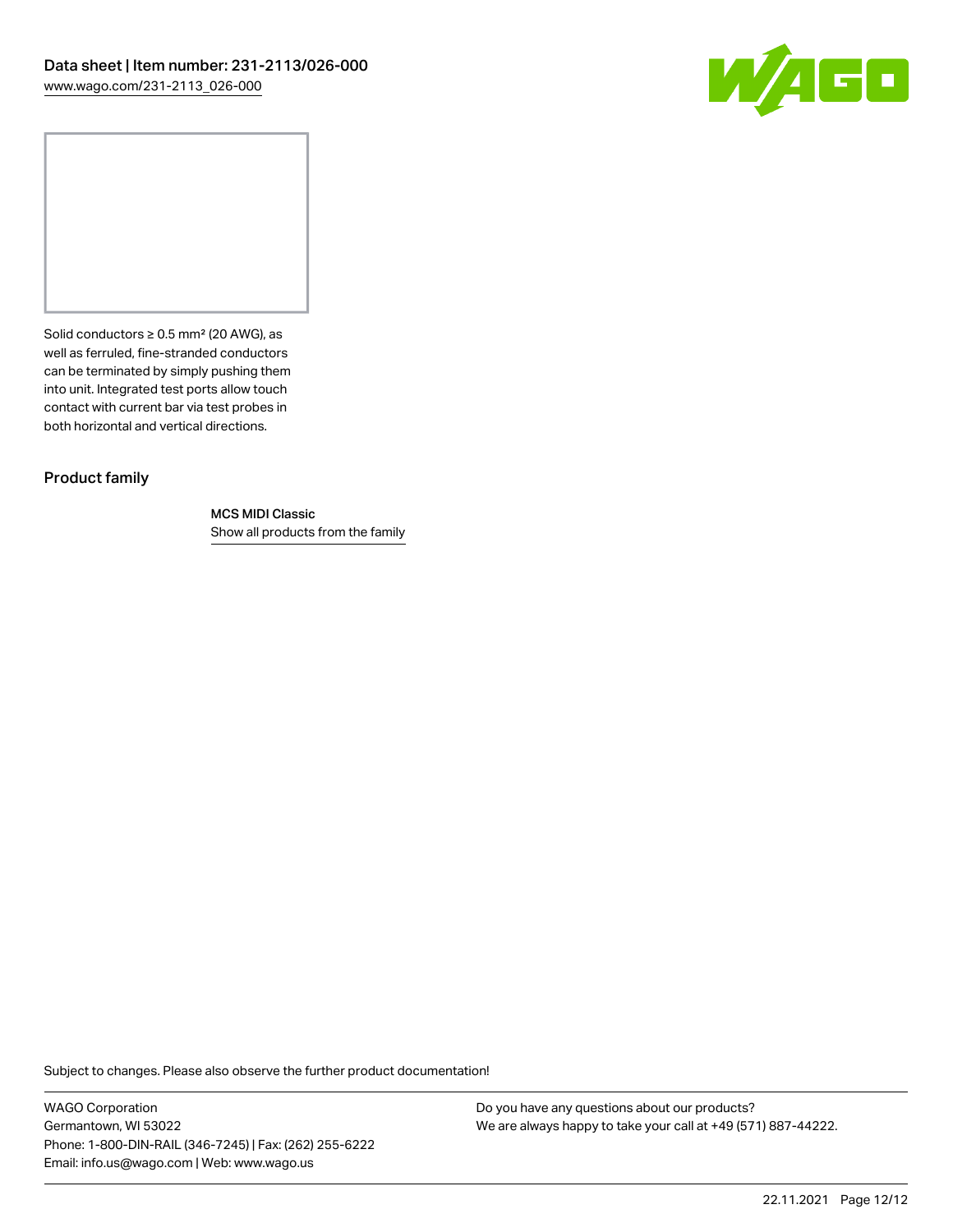Solid conductors ≥ 0.5 mm² (20 AWG), as well as ferruled, fine-stranded conductors can be terminated by simply pushing them into unit. Integrated test ports allow touch contact with current bar via test probes in both horizontal and vertical directions.

## Product family

MCS MIDI Classic
Show all products from the family

Subject to changes. Please also observe the further product documentation!

WAGO Corporation
Germantown, WI 53022
Phone: 1-800-DIN-RAIL (346-7245) | Fax: (262) 255-6222
Email: info.us@wago.com | Web: www.wago.us

Do you have any questions about our products?
We are always happy to take your call at +49 (571) 887-44222.